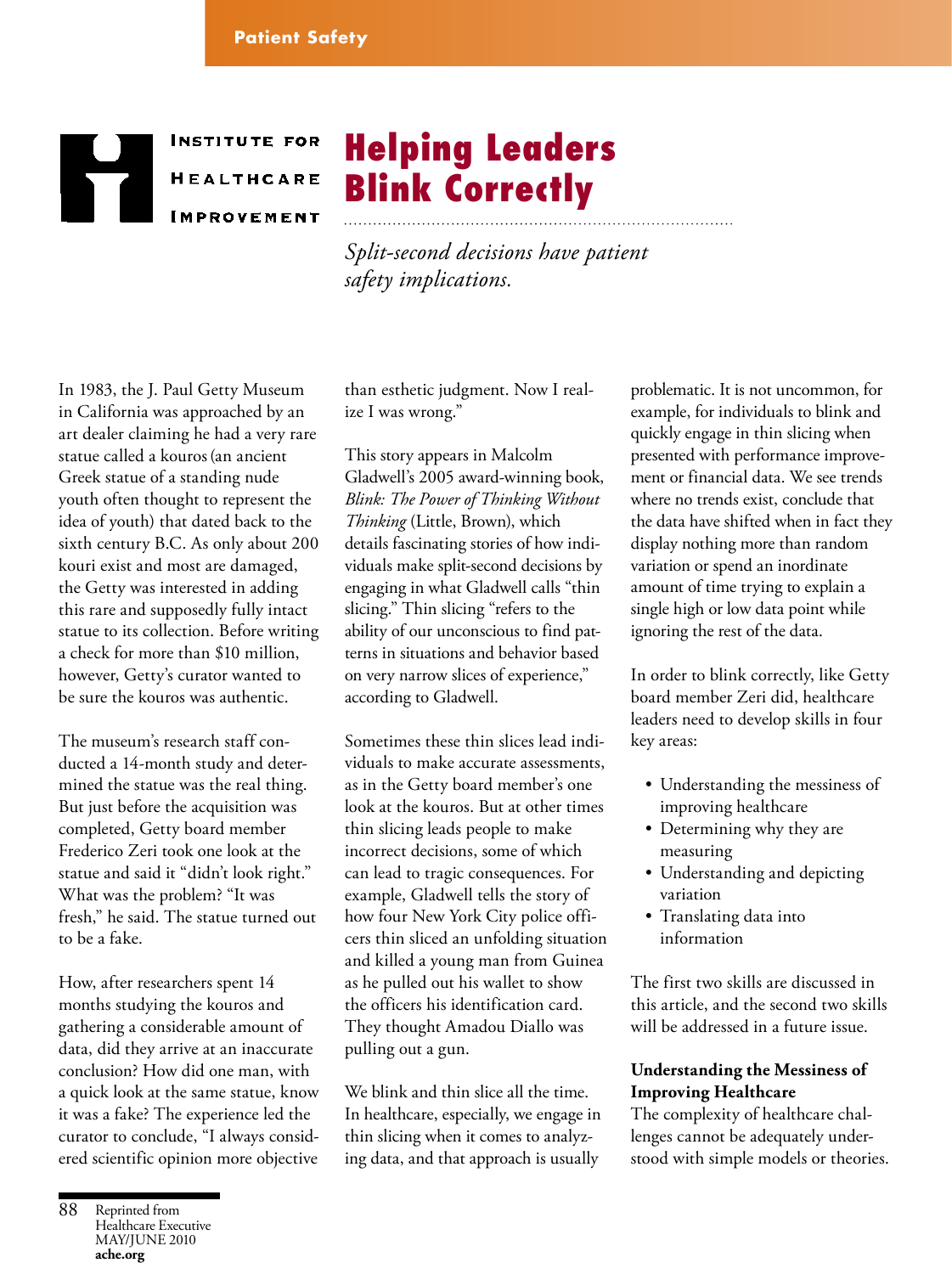Patient Safety

INSTITUTE FOR HEALTHCARE IMPROVEMENT

# Helping Leaders Blink Correctly

*Split-second decisions have patient safety implications.*

In 1983, the J. Paul Getty Museum in California was approached by an art dealer claiming he had a very rare statue called a kouros (an ancient Greek statue of a standing nude youth often thought to represent the idea of youth) that dated back to the sixth century B.C. As only about 200 kouri exist and most are damaged, the Getty was interested in adding this rare and supposedly fully intact statue to its collection. Before writing a check for more than $10 million, however, Getty's curator wanted to be sure the kouros was authentic.

The museum's research staff conducted a 14-month study and determined the statue was the real thing. But just before the acquisition was completed, Getty board member Frederico Zeri took one look at the statue and said it "didn't look right." What was the problem? "It was fresh," he said. The statue turned out to be a fake.

How, after researchers spent 14 months studying the kouros and gathering a considerable amount of data, did they arrive at an inaccurate conclusion? How did one man, with a quick look at the same statue, know it was a fake? The experience led the curator to conclude, "I always considered scientific opinion more objective than esthetic judgment. Now I realize I was wrong."

This story appears in Malcolm Gladwell's 2005 award-winning book, *Blink: The Power of Thinking Without Thinking* (Little, Brown), which details fascinating stories of how individuals make split-second decisions by engaging in what Gladwell calls "thin slicing." Thin slicing "refers to the ability of our unconscious to find patterns in situations and behavior based on very narrow slices of experience," according to Gladwell.

Sometimes these thin slices lead individuals to make accurate assessments, as in the Getty board member's one look at the kouros. But at other times thin slicing leads people to make incorrect decisions, some of which can lead to tragic consequences. For example, Gladwell tells the story of how four New York City police officers thin sliced an unfolding situation and killed a young man from Guinea as he pulled out his wallet to show the officers his identification card. They thought Amadou Diallo was pulling out a gun.

We blink and thin slice all the time. In healthcare, especially, we engage in thin slicing when it comes to analyzing data, and that approach is usually problematic. It is not uncommon, for example, for individuals to blink and quickly engage in thin slicing when presented with performance improvement or financial data. We see trends where no trends exist, conclude that the data have shifted when in fact they display nothing more than random variation or spend an inordinate amount of time trying to explain a single high or low data point while ignoring the rest of the data.

In order to blink correctly, like Getty board member Zeri did, healthcare leaders need to develop skills in four key areas:

- Understanding the messiness of improving healthcare
- Determining why they are measuring
- Understanding and depicting variation
- Translating data into information

The first two skills are discussed in this article, and the second two skills will be addressed in a future issue.

**Understanding the Messiness of Improving Healthcare**

The complexity of healthcare challenges cannot be adequately understood with simple models or theories.

Reprinted from Healthcare Executive MAY/JUNE 2010 **ache.org**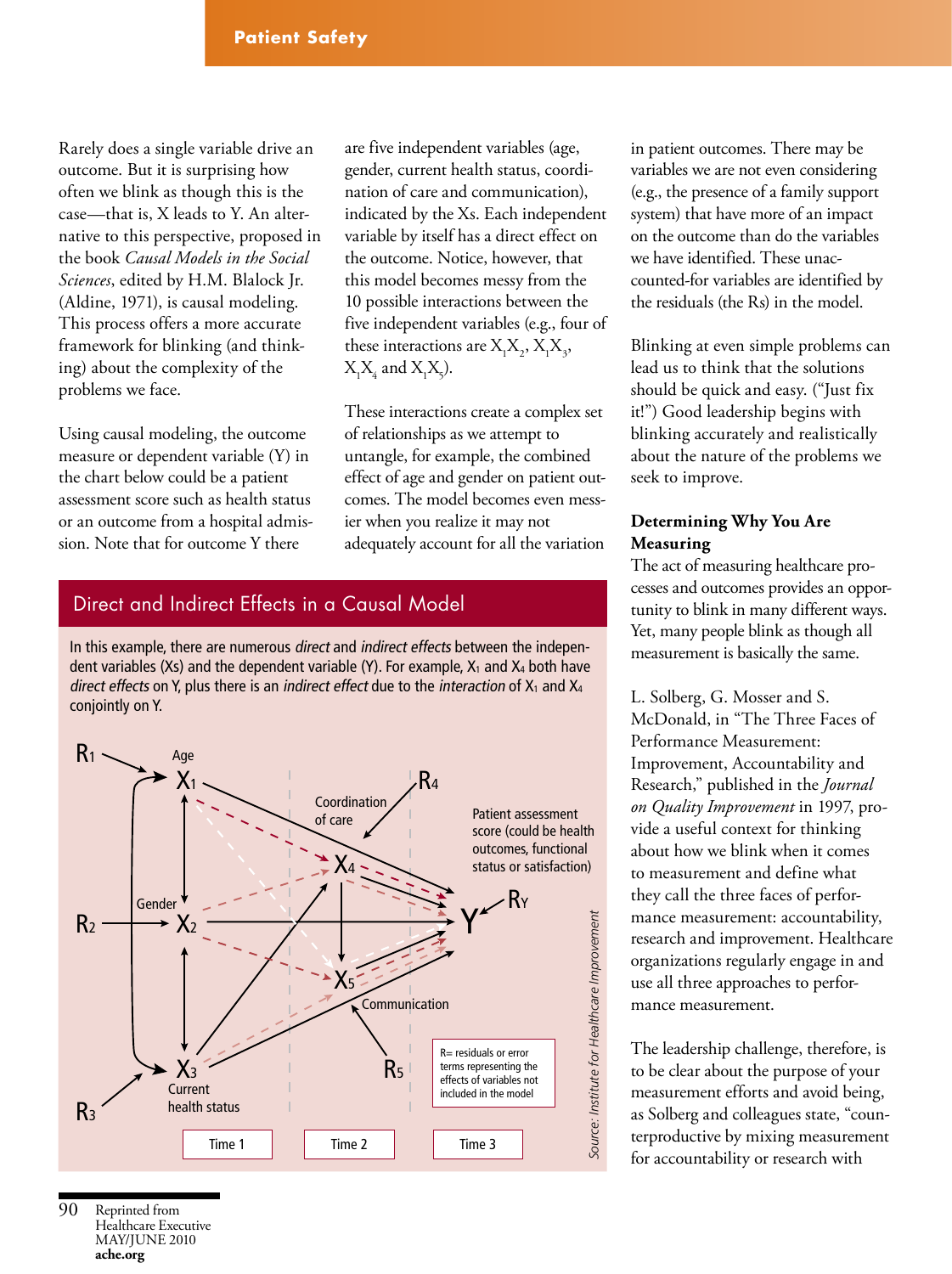Rarely does a single variable drive an outcome. But it is surprising how often we blink as though this is the case—that is, X leads to Y. An alternative to this perspective, proposed in the book *Causal Models in the Social Sciences*, edited by H.M. Blalock Jr. (Aldine, 1971), is causal modeling. This process offers a more accurate framework for blinking (and thinking) about the complexity of the problems we face.

Using causal modeling, the outcome measure or dependent variable (Y) in the chart below could be a patient assessment score such as health status or an outcome from a hospital admission. Note that for outcome Y there are five independent variables (age, gender, current health status, coordination of care and communication), indicated by the Xs. Each independent variable by itself has a direct effect on the outcome. Notice, however, that this model becomes messy from the 10 possible interactions between the five independent variables (e.g., four of these interactions are $X_1X_2$, $X_1X_3$, $X_1X_4$ and $X_1X_5$).

These interactions create a complex set of relationships as we attempt to untangle, for example, the combined effect of age and gender on patient outcomes. The model becomes even messier when you realize it may not adequately account for all the variation in patient outcomes. There may be variables we are not even considering (e.g., the presence of a family support system) that have more of an impact on the outcome than do the variables we have identified. These unaccounted-for variables are identified by the residuals (the Rs) in the model.

## Direct and Indirect Effects in a Causal Model

In this example, there are numerous *direct* and *indirect effects* between the independent variables (Xs) and the dependent variable (Y). For example, $X_1$ and $X_4$ both have *direct effects* on Y, plus there is an *indirect effect* due to the *interaction* of $X_1$ and $X_4$ conjointly on Y.

$R_1$, $R_2$, $R_3$, $R_4$, $R_5$, $R_Y$

$X_1$ Age; $X_2$ Gender; $X_3$ Current health status; $X_4$ Coordination of care; $X_5$ Communication

Y: Patient assessment score (could be health outcomes, functional status or satisfaction)

R= residuals or error terms representing the effects of variables not included in the model

Time 1 | Time 2 | Time 3

Source: Institute for Healthcare Improvement

Blinking at even simple problems can lead us to think that the solutions should be quick and easy. ("Just fix it!") Good leadership begins with blinking accurately and realistically about the nature of the problems we seek to improve.

### Determining Why You Are Measuring

The act of measuring healthcare processes and outcomes provides an opportunity to blink in many different ways. Yet, many people blink as though all measurement is basically the same.

L. Solberg, G. Mosser and S. McDonald, in "The Three Faces of Performance Measurement: Improvement, Accountability and Research," published in the *Journal on Quality Improvement* in 1997, provide a useful context for thinking about how we blink when it comes to measurement and define what they call the three faces of performance measurement: accountability, research and improvement. Healthcare organizations regularly engage in and use all three approaches to performance measurement.

The leadership challenge, therefore, is to be clear about the purpose of your measurement efforts and avoid being, as Solberg and colleagues state, "counterproductive by mixing measurement for accountability or research with

Reprinted from Healthcare Executive MAY/JUNE 2010 **ache.org**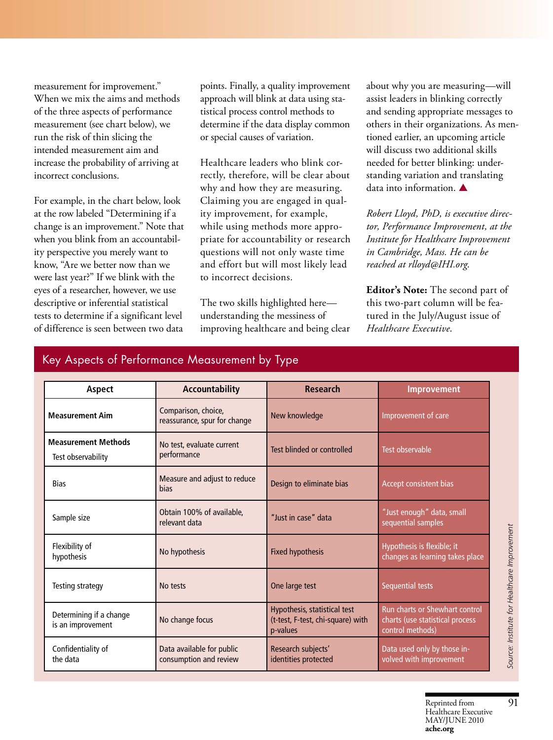measurement for improvement." When we mix the aims and methods of the three aspects of performance measurement (see chart below), we run the risk of thin slicing the intended measurement aim and increase the probability of arriving at incorrect conclusions.

For example, in the chart below, look at the row labeled "Determining if a change is an improvement." Note that when you blink from an accountability perspective you merely want to know, "Are we better now than we were last year?" If we blink with the eyes of a researcher, however, we use descriptive or inferential statistical tests to determine if a significant level of difference is seen between two data points. Finally, a quality improvement approach will blink at data using statistical process control methods to determine if the data display common or special causes of variation.

Healthcare leaders who blink correctly, therefore, will be clear about why and how they are measuring. Claiming you are engaged in quality improvement, for example, while using methods more appropriate for accountability or research questions will not only waste time and effort but will most likely lead to incorrect decisions.

The two skills highlighted here—understanding the messiness of improving healthcare and being clear about why you are measuring—will assist leaders in blinking correctly and sending appropriate messages to others in their organizations. As mentioned earlier, an upcoming article will discuss two additional skills needed for better blinking: understanding variation and translating data into information. ▲

*Robert Lloyd, PhD, is executive director, Performance Improvement, at the Institute for Healthcare Improvement in Cambridge, Mass. He can be reached at rlloyd@IHI.org.*

**Editor's Note:** The second part of this two-part column will be featured in the July/August issue of *Healthcare Executive*.

## Key Aspects of Performance Measurement by Type

| Aspect | Accountability | Research | Improvement |
|---|---|---|---|
| **Measurement Aim** | Comparison, choice, reassurance, spur for change | New knowledge | Improvement of care |
| **Measurement Methods** Test observability | No test, evaluate current performance | Test blinded or controlled | Test observable |
| Bias | Measure and adjust to reduce bias | Design to eliminate bias | Accept consistent bias |
| Sample size | Obtain 100% of available, relevant data | "Just in case" data | "Just enough" data, small sequential samples |
| Flexibility of hypothesis | No hypothesis | Fixed hypothesis | Hypothesis is flexible; it changes as learning takes place |
| Testing strategy | No tests | One large test | Sequential tests |
| Determining if a change is an improvement | No change focus | Hypothesis, statistical test (t-test, F-test, chi-square) with p-values | Run charts or Shewhart control charts (use statistical process control methods) |
| Confidentiality of the data | Data available for public consumption and review | Research subjects' identities protected | Data used only by those involved with improvement |

*Source: Institute for Healthcare Improvement*

Reprinted from Healthcare Executive MAY/JUNE 2010 **ache.org**